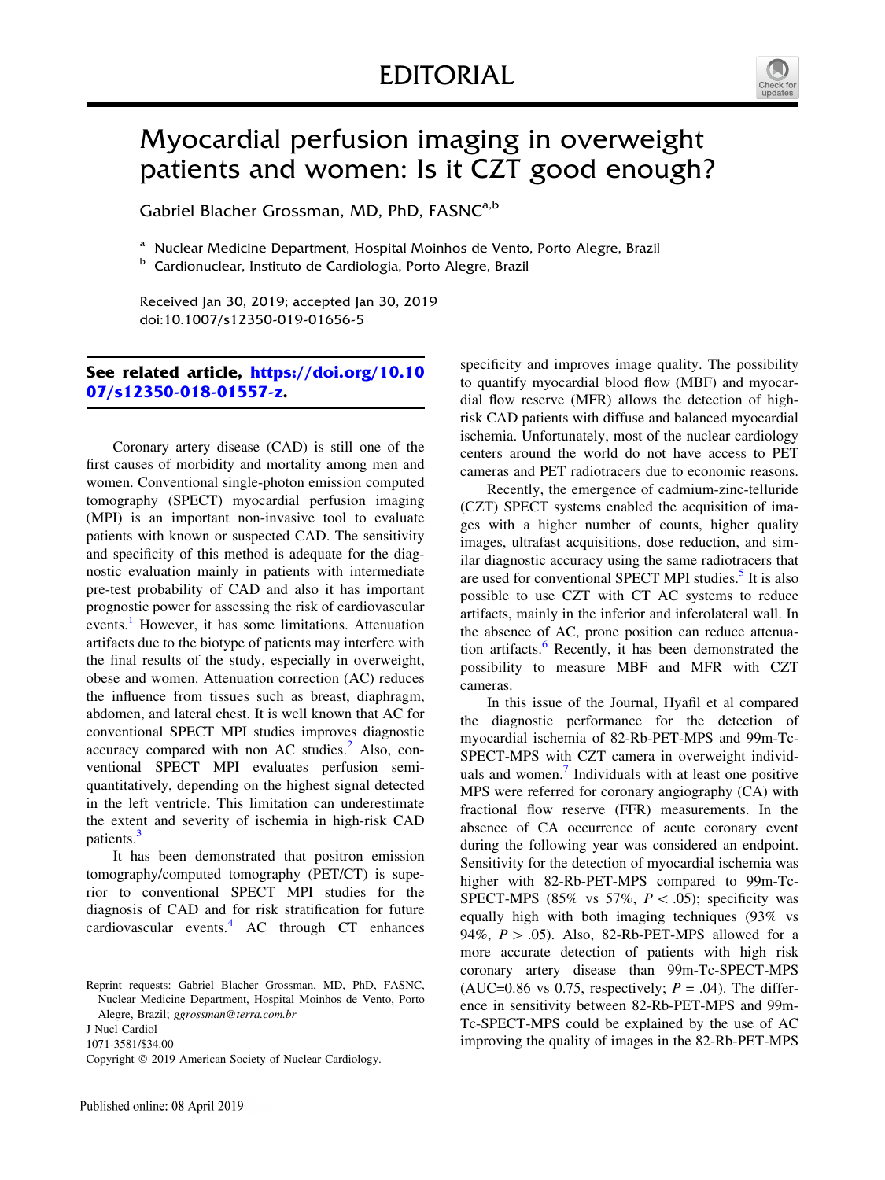# EDITORIAL

## Myocardial perfusion imaging in overweight patients and women: Is it CZT good enough?

Gabriel Blacher Grossman, MD, PhD, FASNC[a,b]

[a] Nuclear Medicine Department, Hospital Moinhos de Vento, Porto Alegre, Brazil

[b] Cardionuclear, Instituto de Cardiologia, Porto Alegre, Brazil

Received Jan 30, 2019; accepted Jan 30, 2019

doi:10.1007/s12350-019-01656-5

**See related article, https://doi.org/10.1007/s12350-018-01557-z.**

Coronary artery disease (CAD) is still one of the first causes of morbidity and mortality among men and women. Conventional single-photon emission computed tomography (SPECT) myocardial perfusion imaging (MPI) is an important non-invasive tool to evaluate patients with known or suspected CAD. The sensitivity and specificity of this method is adequate for the diagnostic evaluation mainly in patients with intermediate pre-test probability of CAD and also it has important prognostic power for assessing the risk of cardiovascular events.[1] However, it has some limitations. Attenuation artifacts due to the biotype of patients may interfere with the final results of the study, especially in overweight, obese and women. Attenuation correction (AC) reduces the influence from tissues such as breast, diaphragm, abdomen, and lateral chest. It is well known that AC for conventional SPECT MPI studies improves diagnostic accuracy compared with non AC studies.[2] Also, conventional SPECT MPI evaluates perfusion semi-quantitatively, depending on the highest signal detected in the left ventricle. This limitation can underestimate the extent and severity of ischemia in high-risk CAD patients.[3]

It has been demonstrated that positron emission tomography/computed tomography (PET/CT) is superior to conventional SPECT MPI studies for the diagnosis of CAD and for risk stratification for future cardiovascular events.[4] AC through CT enhances specificity and improves image quality. The possibility to quantify myocardial blood flow (MBF) and myocardial flow reserve (MFR) allows the detection of high-risk CAD patients with diffuse and balanced myocardial ischemia. Unfortunately, most of the nuclear cardiology centers around the world do not have access to PET cameras and PET radiotracers due to economic reasons.

Recently, the emergence of cadmium-zinc-telluride (CZT) SPECT systems enabled the acquisition of images with a higher number of counts, higher quality images, ultrafast acquisitions, dose reduction, and similar diagnostic accuracy using the same radiotracers that are used for conventional SPECT MPI studies.[5] It is also possible to use CZT with CT AC systems to reduce artifacts, mainly in the inferior and inferolateral wall. In the absence of AC, prone position can reduce attenuation artifacts.[6] Recently, it has been demonstrated the possibility to measure MBF and MFR with CZT cameras.

In this issue of the Journal, Hyafil et al compared the diagnostic performance for the detection of myocardial ischemia of 82-Rb-PET-MPS and 99m-Tc-SPECT-MPS with CZT camera in overweight individuals and women.[7] Individuals with at least one positive MPS were referred for coronary angiography (CA) with fractional flow reserve (FFR) measurements. In the absence of CA occurrence of acute coronary event during the following year was considered an endpoint. Sensitivity for the detection of myocardial ischemia was higher with 82-Rb-PET-MPS compared to 99m-Tc-SPECT-MPS (85% vs 57%, $P < .05$); specificity was equally high with both imaging techniques (93% vs 94%, $P > .05$). Also, 82-Rb-PET-MPS allowed for a more accurate detection of patients with high risk coronary artery disease than 99m-Tc-SPECT-MPS (AUC=0.86 vs 0.75, respectively; $P = .04$). The difference in sensitivity between 82-Rb-PET-MPS and 99m-Tc-SPECT-MPS could be explained by the use of AC improving the quality of images in the 82-Rb-PET-MPS

Reprint requests: Gabriel Blacher Grossman, MD, PhD, FASNC, Nuclear Medicine Department, Hospital Moinhos de Vento, Porto Alegre, Brazil; *ggrossman@terra.com.br*

J Nucl Cardiol

1071-3581/$34.00

Copyright © 2019 American Society of Nuclear Cardiology.

Published online: 08 April 2019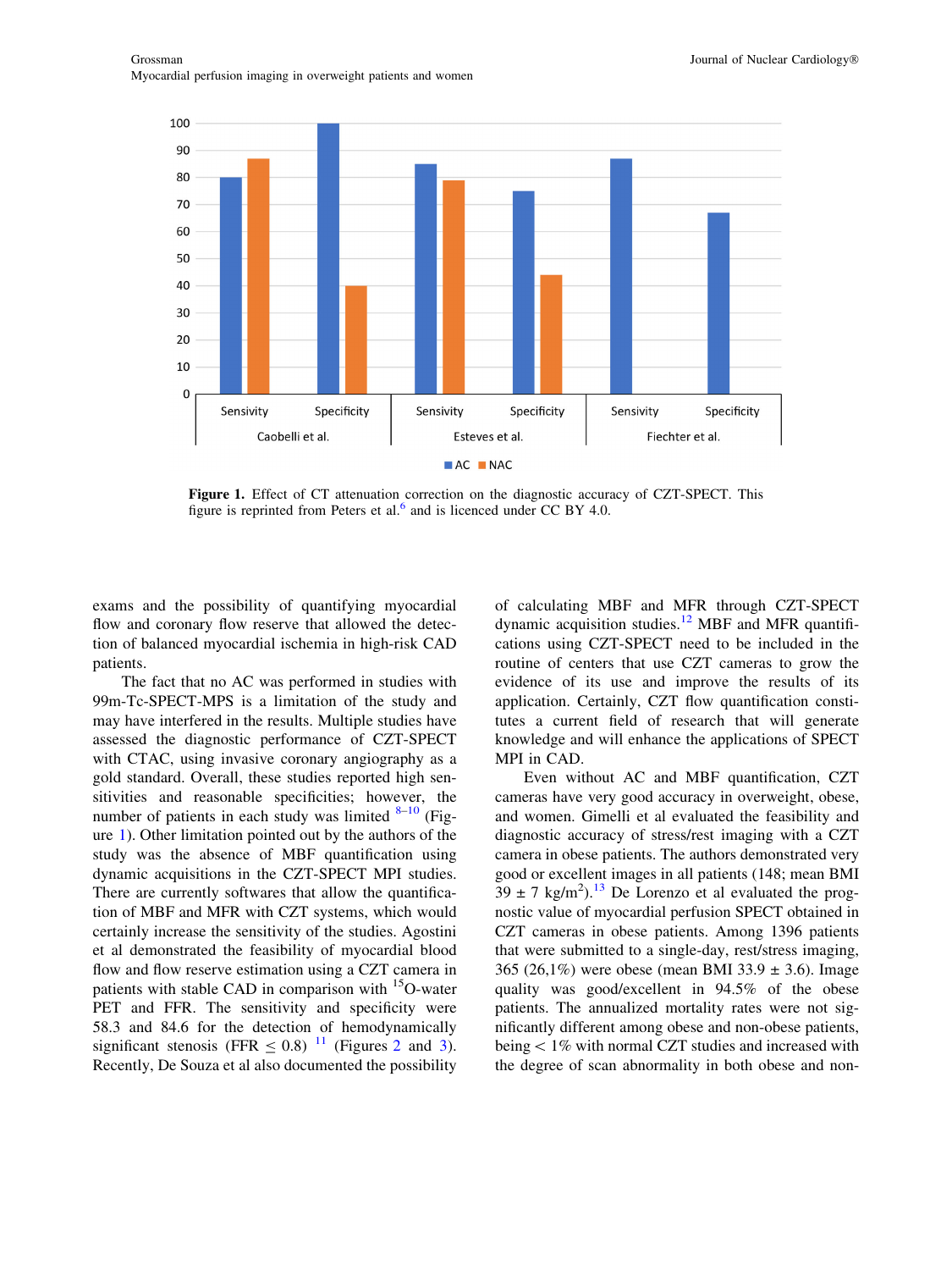**Figure 1.** Effect of CT attenuation correction on the diagnostic accuracy of CZT-SPECT. This figure is reprinted from Peters et al.[6] and is licenced under CC BY 4.0.

exams and the possibility of quantifying myocardial flow and coronary flow reserve that allowed the detection of balanced myocardial ischemia in high-risk CAD patients.

The fact that no AC was performed in studies with 99m-Tc-SPECT-MPS is a limitation of the study and may have interfered in the results. Multiple studies have assessed the diagnostic performance of CZT-SPECT with CTAC, using invasive coronary angiography as a gold standard. Overall, these studies reported high sensitivities and reasonable specificities; however, the number of patients in each study was limited [8–10] (Figure 1). Other limitation pointed out by the authors of the study was the absence of MBF quantification using dynamic acquisitions in the CZT-SPECT MPI studies. There are currently softwares that allow the quantification of MBF and MFR with CZT systems, which would certainly increase the sensitivity of the studies. Agostini et al demonstrated the feasibility of myocardial blood flow and flow reserve estimation using a CZT camera in patients with stable CAD in comparison with $^{15}$O-water PET and FFR. The sensitivity and specificity were 58.3 and 84.6 for the detection of hemodynamically significant stenosis (FFR $\leq$ 0.8) [11] (Figures 2 and 3). Recently, De Souza et al also documented the possibility of calculating MBF and MFR through CZT-SPECT dynamic acquisition studies.[12] MBF and MFR quantifications using CZT-SPECT need to be included in the routine of centers that use CZT cameras to grow the evidence of its use and improve the results of its application. Certainly, CZT flow quantification constitutes a current field of research that will generate knowledge and will enhance the applications of SPECT MPI in CAD.

Even without AC and MBF quantification, CZT cameras have very good accuracy in overweight, obese, and women. Gimelli et al evaluated the feasibility and diagnostic accuracy of stress/rest imaging with a CZT camera in obese patients. The authors demonstrated very good or excellent images in all patients (148; mean BMI 39 ± 7 kg/m$^2$).[13] De Lorenzo et al evaluated the prognostic value of myocardial perfusion SPECT obtained in CZT cameras in obese patients. Among 1396 patients that were submitted to a single-day, rest/stress imaging, 365 (26,1%) were obese (mean BMI 33.9 ± 3.6). Image quality was good/excellent in 94.5% of the obese patients. The annualized mortality rates were not significantly different among obese and non-obese patients, being < 1% with normal CZT studies and increased with the degree of scan abnormality in both obese and non-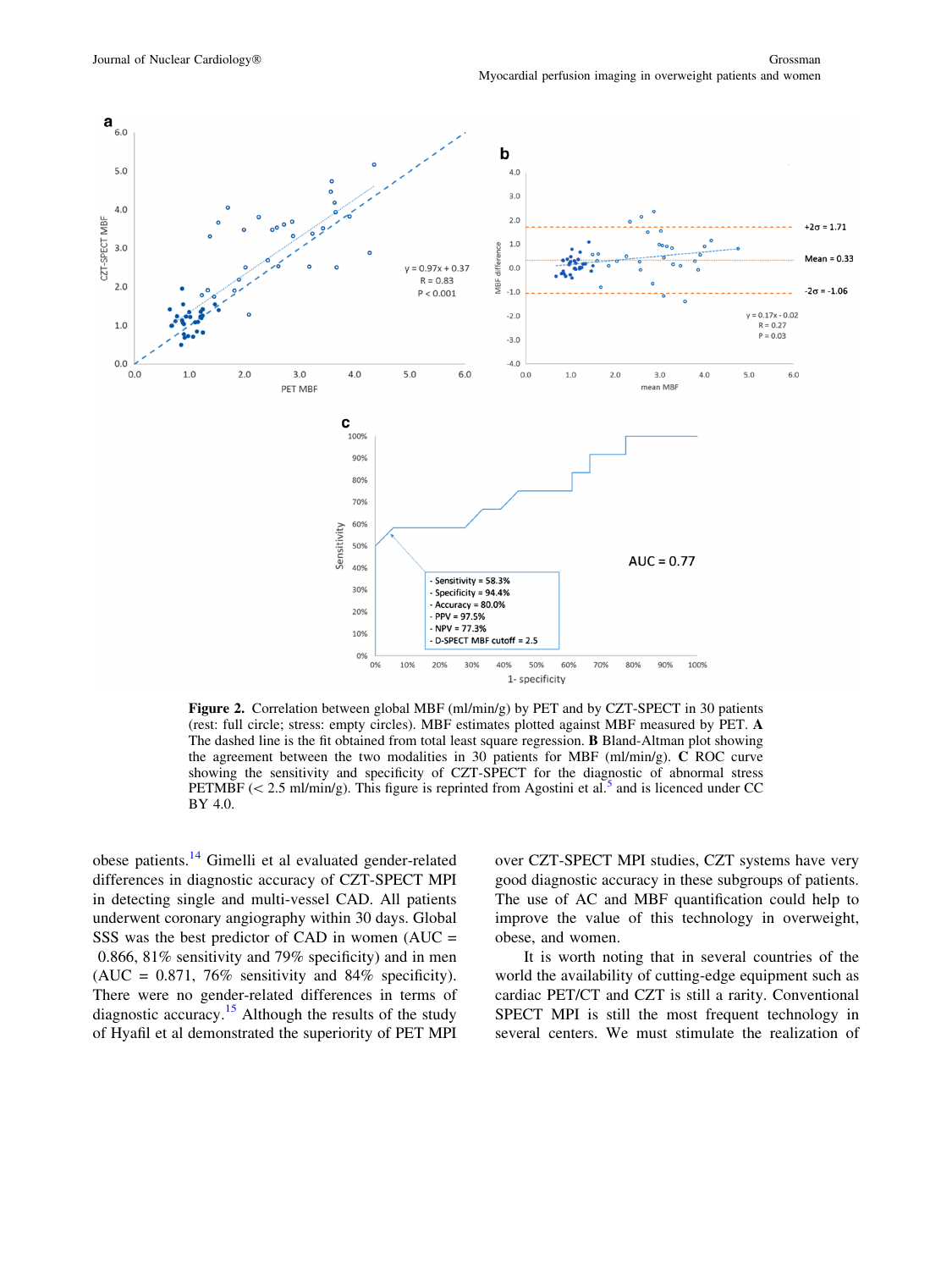**Figure 2.** Correlation between global MBF (ml/min/g) by PET and by CZT-SPECT in 30 patients (rest: full circle; stress: empty circles). MBF estimates plotted against MBF measured by PET. **A** The dashed line is the fit obtained from total least square regression. **B** Bland-Altman plot showing the agreement between the two modalities in 30 patients for MBF (ml/min/g). **C** ROC curve showing the sensitivity and specificity of CZT-SPECT for the diagnostic of abnormal stress PETMBF (< 2.5 ml/min/g). This figure is reprinted from Agostini et al.[5] and is licenced under CC BY 4.0.

obese patients.[14] Gimelli et al evaluated gender-related differences in diagnostic accuracy of CZT-SPECT MPI in detecting single and multi-vessel CAD. All patients underwent coronary angiography within 30 days. Global SSS was the best predictor of CAD in women (AUC = 0.866, 81% sensitivity and 79% specificity) and in men (AUC = 0.871, 76% sensitivity and 84% specificity). There were no gender-related differences in terms of diagnostic accuracy.[15] Although the results of the study of Hyafil et al demonstrated the superiority of PET MPI over CZT-SPECT MPI studies, CZT systems have very good diagnostic accuracy in these subgroups of patients. The use of AC and MBF quantification could help to improve the value of this technology in overweight, obese, and women.

It is worth noting that in several countries of the world the availability of cutting-edge equipment such as cardiac PET/CT and CZT is still a rarity. Conventional SPECT MPI is still the most frequent technology in several centers. We must stimulate the realization of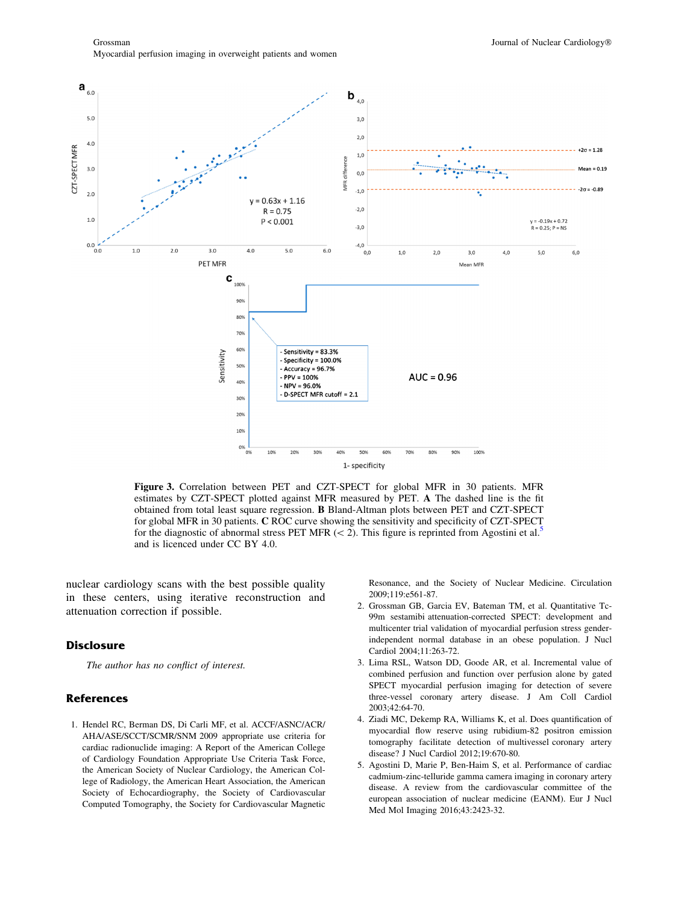**Figure 3.** Correlation between PET and CZT-SPECT for global MFR in 30 patients. MFR estimates by CZT-SPECT plotted against MFR measured by PET. **A** The dashed line is the fit obtained from total least square regression. **B** Bland-Altman plots between PET and CZT-SPECT for global MFR in 30 patients. **C** ROC curve showing the sensitivity and specificity of CZT-SPECT for the diagnostic of abnormal stress PET MFR (< 2). This figure is reprinted from Agostini et al.[5] and is licenced under CC BY 4.0.

nuclear cardiology scans with the best possible quality in these centers, using iterative reconstruction and attenuation correction if possible.

## Disclosure

*The author has no conflict of interest.*

## References

1. Hendel RC, Berman DS, Di Carli MF, et al. ACCF/ASNC/ACR/AHA/ASE/SCCT/SCMR/SNM 2009 appropriate use criteria for cardiac radionuclide imaging: A Report of the American College of Cardiology Foundation Appropriate Use Criteria Task Force, the American Society of Nuclear Cardiology, the American College of Radiology, the American Heart Association, the American Society of Echocardiography, the Society of Cardiovascular Computed Tomography, the Society for Cardiovascular Magnetic Resonance, and the Society of Nuclear Medicine. Circulation 2009;119:e561-87.
2. Grossman GB, Garcia EV, Bateman TM, et al. Quantitative Tc-99m sestamibi attenuation-corrected SPECT: development and multicenter trial validation of myocardial perfusion stress gender-independent normal database in an obese population. J Nucl Cardiol 2004;11:263-72.
3. Lima RSL, Watson DD, Goode AR, et al. Incremental value of combined perfusion and function over perfusion alone by gated SPECT myocardial perfusion imaging for detection of severe three-vessel coronary artery disease. J Am Coll Cardiol 2003;42:64-70.
4. Ziadi MC, Dekemp RA, Williams K, et al. Does quantification of myocardial flow reserve using rubidium-82 positron emission tomography facilitate detection of multivessel coronary artery disease? J Nucl Cardiol 2012;19:670-80.
5. Agostini D, Marie P, Ben-Haim S, et al. Performance of cardiac cadmium-zinc-telluride gamma camera imaging in coronary artery disease. A review from the cardiovascular committee of the european association of nuclear medicine (EANM). Eur J Nucl Med Mol Imaging 2016;43:2423-32.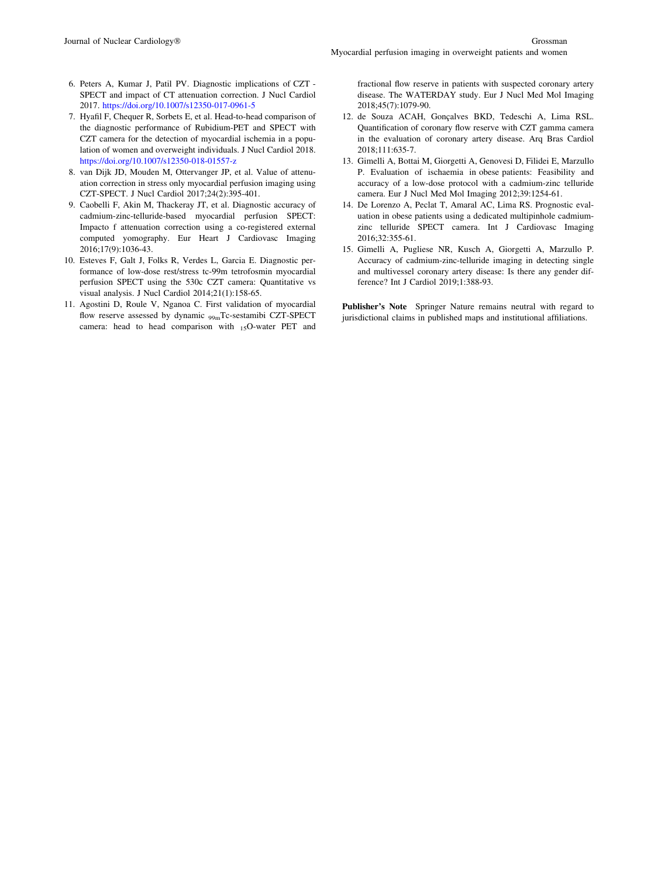6. Peters A, Kumar J, Patil PV. Diagnostic implications of CZT - SPECT and impact of CT attenuation correction. J Nucl Cardiol 2017. https://doi.org/10.1007/s12350-017-0961-5
7. Hyafil F, Chequer R, Sorbets E, et al. Head-to-head comparison of the diagnostic performance of Rubidium-PET and SPECT with CZT camera for the detection of myocardial ischemia in a population of women and overweight individuals. J Nucl Cardiol 2018. https://doi.org/10.1007/s12350-018-01557-z
8. van Dijk JD, Mouden M, Ottervanger JP, et al. Value of attenuation correction in stress only myocardial perfusion imaging using CZT-SPECT. J Nucl Cardiol 2017;24(2):395-401.
9. Caobelli F, Akin M, Thackeray JT, et al. Diagnostic accuracy of cadmium-zinc-telluride-based myocardial perfusion SPECT: Impacto f attenuation correction using a co-registered external computed yomography. Eur Heart J Cardiovasc Imaging 2016;17(9):1036-43.
10. Esteves F, Galt J, Folks R, Verdes L, Garcia E. Diagnostic performance of low-dose rest/stress tc-99m tetrofosmin myocardial perfusion SPECT using the 530c CZT camera: Quantitative vs visual analysis. J Nucl Cardiol 2014;21(1):158-65.
11. Agostini D, Roule V, Nganoa C. First validation of myocardial flow reserve assessed by dynamic $_{99m}$Tc-sestamibi CZT-SPECT camera: head to head comparison with $_{15}$O-water PET and fractional flow reserve in patients with suspected coronary artery disease. The WATERDAY study. Eur J Nucl Med Mol Imaging 2018;45(7):1079-90.
12. de Souza ACAH, Gonçalves BKD, Tedeschi A, Lima RSL. Quantification of coronary flow reserve with CZT gamma camera in the evaluation of coronary artery disease. Arq Bras Cardiol 2018;111:635-7.
13. Gimelli A, Bottai M, Giorgetti A, Genovesi D, Filidei E, Marzullo P. Evaluation of ischaemia in obese patients: Feasibility and accuracy of a low-dose protocol with a cadmium-zinc telluride camera. Eur J Nucl Med Mol Imaging 2012;39:1254-61.
14. De Lorenzo A, Peclat T, Amaral AC, Lima RS. Prognostic evaluation in obese patients using a dedicated multipinhole cadmium-zinc telluride SPECT camera. Int J Cardiovasc Imaging 2016;32:355-61.
15. Gimelli A, Pugliese NR, Kusch A, Giorgetti A, Marzullo P. Accuracy of cadmium-zinc-telluride imaging in detecting single and multivessel coronary artery disease: Is there any gender difference? Int J Cardiol 2019;1:388-93.

**Publisher's Note** Springer Nature remains neutral with regard to jurisdictional claims in published maps and institutional affiliations.